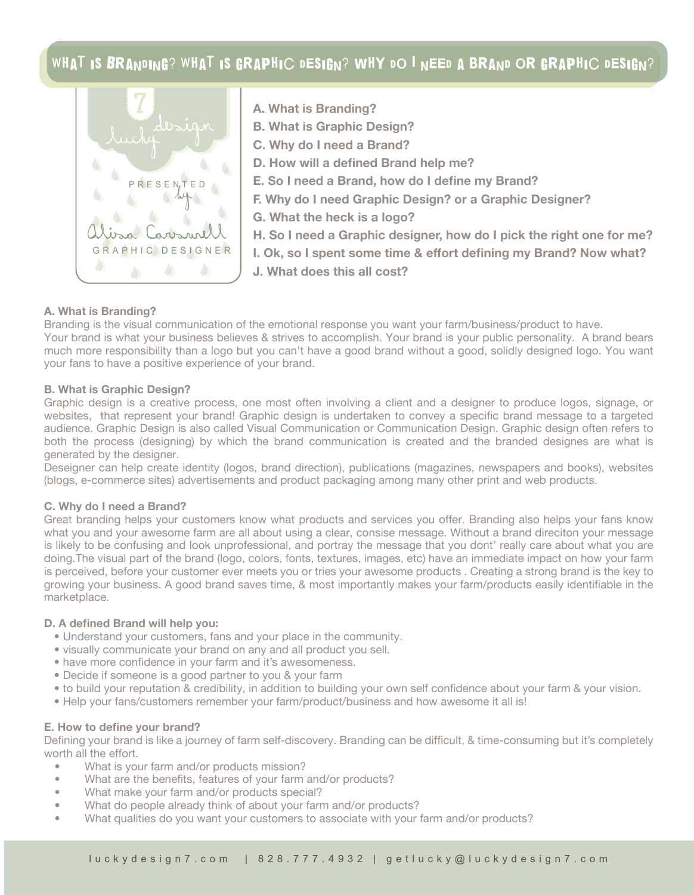# WHAT IS BRANDING? WHAT IS GRAPHIC DESIGN? WHY DO I NEED A BRAND OR GRAPHIC DESIGN?

7 lucky design

PRESENTED by

Alisa Carswell

GRAPHIC DESIGNER

**A. What is Branding?**
**B. What is Graphic Design?**
**C. Why do I need a Brand?**
**D. How will a defined Brand help me?**
**E. So I need a Brand, how do I define my Brand?**
**F. Why do I need Graphic Design? or a Graphic Designer?**
**G. What the heck is a logo?**
**H. So I need a Graphic designer, how do I pick the right one for me?**
**I. Ok, so I spent some time & effort defining my Brand? Now what?**
**J. What does this all cost?**

### A. What is Branding?

Branding is the visual communication of the emotional response you want your farm/business/product to have.
Your brand is what your business believes & strives to accomplish. Your brand is your public personality. A brand bears much more responsibility than a logo but you can't have a good brand without a good, solidly designed logo. You want your fans to have a positive experience of your brand.

### B. What is Graphic Design?

Graphic design is a creative process, one most often involving a client and a designer to produce logos, signage, or websites, that represent your brand! Graphic design is undertaken to convey a specific brand message to a targeted audience. Graphic Design is also called Visual Communication or Communication Design. Graphic design often refers to both the process (designing) by which the brand communication is created and the branded designes are what is generated by the designer.
Deseigner can help create identity (logos, brand direction), publications (magazines, newspapers and books), websites (blogs, e-commerce sites) advertisements and product packaging among many other print and web products.

### C. Why do I need a Brand?

Great branding helps your customers know what products and services you offer. Branding also helps your fans know what you and your awesome farm are all about using a clear, consise message. Without a brand direciton your message is likely to be confusing and look unprofessional, and portray the message that you dont' really care about what you are doing.The visual part of the brand (logo, colors, fonts, textures, images, etc) have an immediate impact on how your farm is perceived, before your customer ever meets you or tries your awesome products . Creating a strong brand is the key to growing your business. A good brand saves time, & most importantly makes your farm/products easily identifiable in the marketplace.

### D. A defined Brand will help you:

- Understand your customers, fans and your place in the community.
- visually communicate your brand on any and all product you sell.
- have more confidence in your farm and it's awesomeness.
- Decide if someone is a good partner to you & your farm
- to build your reputation & credibility, in addition to building your own self confidence about your farm & your vision.
- Help your fans/customers remember your farm/product/business and how awesome it all is!

### E. How to define your brand?

Defining your brand is like a journey of farm self-discovery. Branding can be difficult, & time-consuming but it's completely worth all the effort.

- What is your farm and/or products mission?
- What are the benefits, features of your farm and/or products?
- What make your farm and/or products special?
- What do people already think of about your farm and/or products?
- What qualities do you want your customers to associate with your farm and/or products?

luckydesign7.com | 828.777.4932 | getlucky@luckydesign7.com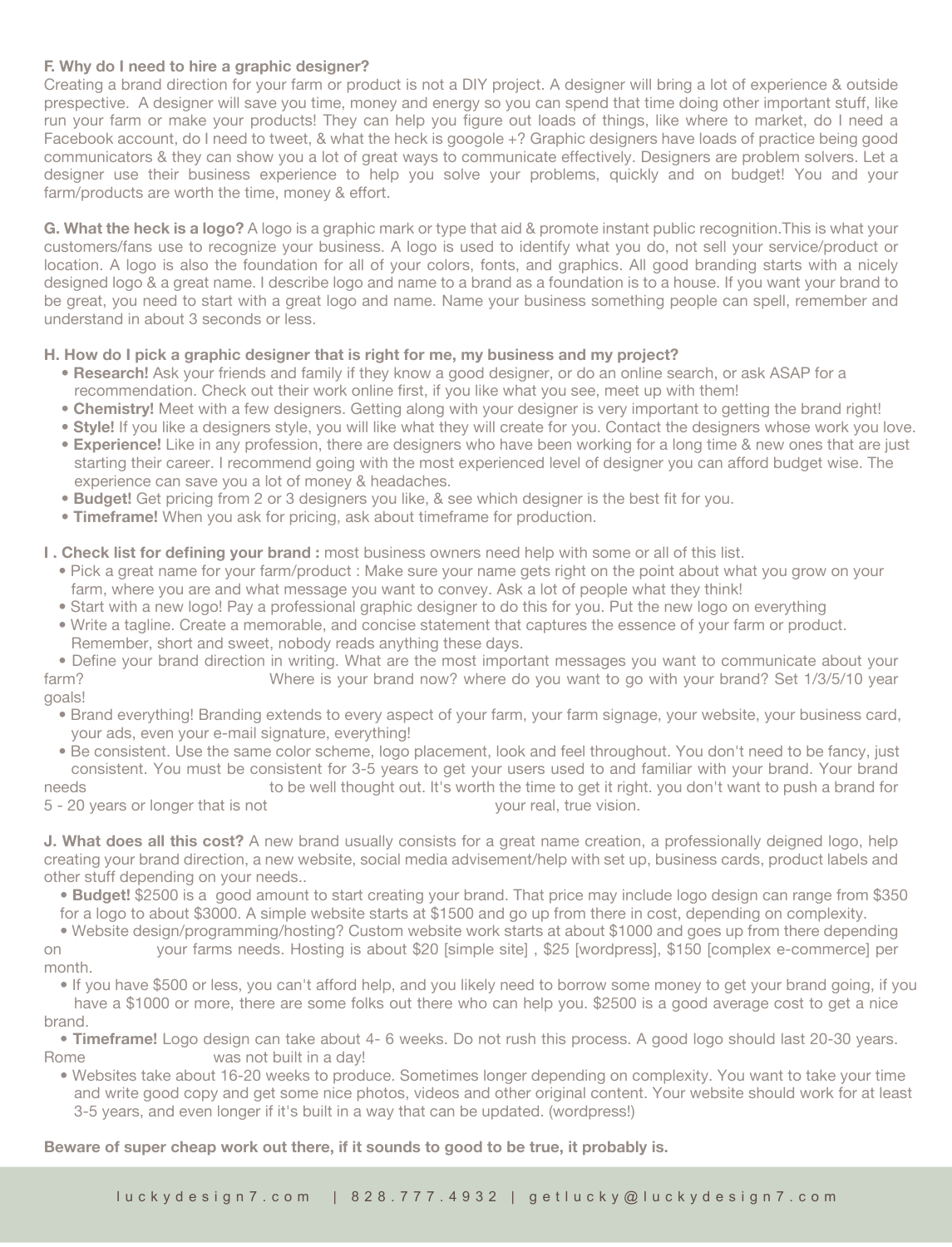**F. Why do I need to hire a graphic designer?**
Creating a brand direction for your farm or product is not a DIY project. A designer will bring a lot of experience & outside prespective. A designer will save you time, money and energy so you can spend that time doing other important stuff, like run your farm or make your products! They can help you figure out loads of things, like where to market, do I need a Facebook account, do I need to tweet, & what the heck is googole +? Graphic designers have loads of practice being good communicators & they can show you a lot of great ways to communicate effectively. Designers are problem solvers. Let a designer use their business experience to help you solve your problems, quickly and on budget! You and your farm/products are worth the time, money & effort.

**G. What the heck is a logo?** A logo is a graphic mark or type that aid & promote instant public recognition.This is what your customers/fans use to recognize your business. A logo is used to identify what you do, not sell your service/product or location. A logo is also the foundation for all of your colors, fonts, and graphics. All good branding starts with a nicely designed logo & a great name. I describe logo and name to a brand as a foundation is to a house. If you want your brand to be great, you need to start with a great logo and name. Name your business something people can spell, remember and understand in about 3 seconds or less.

**H. How do I pick a graphic designer that is right for me, my business and my project?**

- **Research!** Ask your friends and family if they know a good designer, or do an online search, or ask ASAP for a recommendation. Check out their work online first, if you like what you see, meet up with them!
- **Chemistry!** Meet with a few designers. Getting along with your designer is very important to getting the brand right!
- **Style!** If you like a designers style, you will like what they will create for you. Contact the designers whose work you love.
- **Experience!** Like in any profession, there are designers who have been working for a long time & new ones that are just starting their career. I recommend going with the most experienced level of designer you can afford budget wise. The experience can save you a lot of money & headaches.
- **Budget!** Get pricing from 2 or 3 designers you like, & see which designer is the best fit for you.
- **Timeframe!** When you ask for pricing, ask about timeframe for production.

**I . Check list for defining your brand :** most business owners need help with some or all of this list.

- Pick a great name for your farm/product : Make sure your name gets right on the point about what you grow on your farm, where you are and what message you want to convey. Ask a lot of people what they think!
- Start with a new logo! Pay a professional graphic designer to do this for you. Put the new logo on everything
- Write a tagline. Create a memorable, and concise statement that captures the essence of your farm or product. Remember, short and sweet, nobody reads anything these days.
- Define your brand direction in writing. What are the most important messages you want to communicate about your farm? Where is your brand now? where do you want to go with your brand? Set 1/3/5/10 year goals!
- Brand everything! Branding extends to every aspect of your farm, your farm signage, your website, your business card, your ads, even your e-mail signature, everything!
- Be consistent. Use the same color scheme, logo placement, look and feel throughout. You don't need to be fancy, just consistent. You must be consistent for 3-5 years to get your users used to and familiar with your brand. Your brand needs to be well thought out. It's worth the time to get it right. you don't want to push a brand for 5 - 20 years or longer that is not your real, true vision.

**J. What does all this cost?** A new brand usually consists for a great name creation, a professionally deigned logo, help creating your brand direction, a new website, social media advisement/help with set up, business cards, product labels and other stuff depending on your needs..

- **Budget!** $2500 is a good amount to start creating your brand. That price may include logo design can range from $350 for a logo to about $3000. A simple website starts at $1500 and go up from there in cost, depending on complexity.
- Website design/programming/hosting? Custom website work starts at about $1000 and goes up from there depending on your farms needs. Hosting is about $20 [simple site] , $25 [wordpress], $150 [complex e-commerce] per month.
- If you have $500 or less, you can't afford help, and you likely need to borrow some money to get your brand going, if you have a $1000 or more, there are some folks out there who can help you. $2500 is a good average cost to get a nice brand.
- **Timeframe!** Logo design can take about 4- 6 weeks. Do not rush this process. A good logo should last 20-30 years. Rome was not built in a day!
- Websites take about 16-20 weeks to produce. Sometimes longer depending on complexity. You want to take your time and write good copy and get some nice photos, videos and other original content. Your website should work for at least 3-5 years, and even longer if it's built in a way that can be updated. (wordpress!)

**Beware of super cheap work out there, if it sounds to good to be true, it probably is.**

luckydesign7.com | 828.777.4932 | getlucky@luckydesign7.com